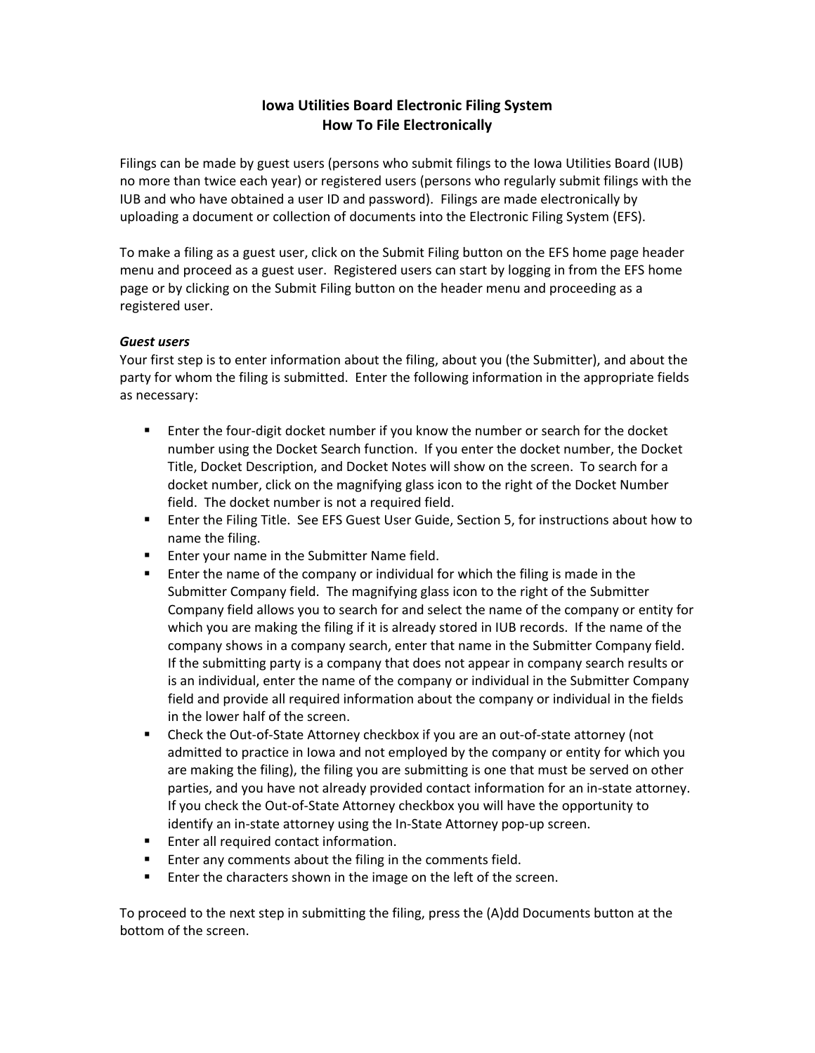# Iowa Utilities Board Electronic Filing System
## How To File Electronically

Filings can be made by guest users (persons who submit filings to the Iowa Utilities Board (IUB) no more than twice each year) or registered users (persons who regularly submit filings with the IUB and who have obtained a user ID and password). Filings are made electronically by uploading a document or collection of documents into the Electronic Filing System (EFS).

To make a filing as a guest user, click on the Submit Filing button on the EFS home page header menu and proceed as a guest user. Registered users can start by logging in from the EFS home page or by clicking on the Submit Filing button on the header menu and proceeding as a registered user.

***Guest users***

Your first step is to enter information about the filing, about you (the Submitter), and about the party for whom the filing is submitted. Enter the following information in the appropriate fields as necessary:

- Enter the four-digit docket number if you know the number or search for the docket number using the Docket Search function. If you enter the docket number, the Docket Title, Docket Description, and Docket Notes will show on the screen. To search for a docket number, click on the magnifying glass icon to the right of the Docket Number field. The docket number is not a required field.
- Enter the Filing Title. See EFS Guest User Guide, Section 5, for instructions about how to name the filing.
- Enter your name in the Submitter Name field.
- Enter the name of the company or individual for which the filing is made in the Submitter Company field. The magnifying glass icon to the right of the Submitter Company field allows you to search for and select the name of the company or entity for which you are making the filing if it is already stored in IUB records. If the name of the company shows in a company search, enter that name in the Submitter Company field. If the submitting party is a company that does not appear in company search results or is an individual, enter the name of the company or individual in the Submitter Company field and provide all required information about the company or individual in the fields in the lower half of the screen.
- Check the Out-of-State Attorney checkbox if you are an out-of-state attorney (not admitted to practice in Iowa and not employed by the company or entity for which you are making the filing), the filing you are submitting is one that must be served on other parties, and you have not already provided contact information for an in-state attorney. If you check the Out-of-State Attorney checkbox you will have the opportunity to identify an in-state attorney using the In-State Attorney pop-up screen.
- Enter all required contact information.
- Enter any comments about the filing in the comments field.
- Enter the characters shown in the image on the left of the screen.

To proceed to the next step in submitting the filing, press the (A)dd Documents button at the bottom of the screen.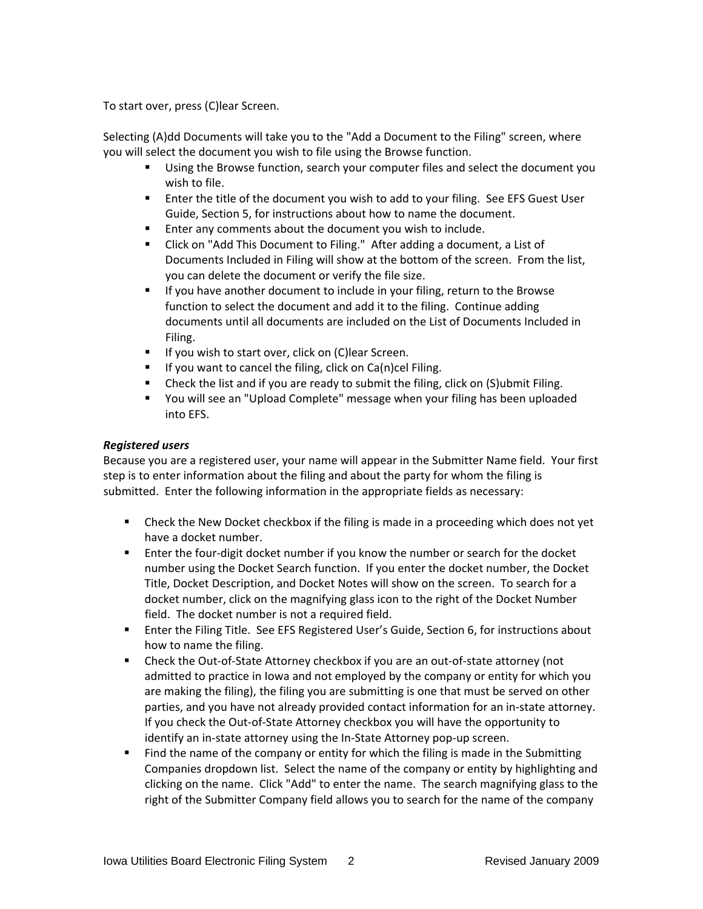To start over, press (C)lear Screen.

Selecting (A)dd Documents will take you to the "Add a Document to the Filing" screen, where you will select the document you wish to file using the Browse function.

- Using the Browse function, search your computer files and select the document you wish to file.
- Enter the title of the document you wish to add to your filing. See EFS Guest User Guide, Section 5, for instructions about how to name the document.
- Enter any comments about the document you wish to include.
- Click on "Add This Document to Filing." After adding a document, a List of Documents Included in Filing will show at the bottom of the screen. From the list, you can delete the document or verify the file size.
- If you have another document to include in your filing, return to the Browse function to select the document and add it to the filing. Continue adding documents until all documents are included on the List of Documents Included in Filing.
- If you wish to start over, click on (C)lear Screen.
- If you want to cancel the filing, click on Ca(n)cel Filing.
- Check the list and if you are ready to submit the filing, click on (S)ubmit Filing.
- You will see an "Upload Complete" message when your filing has been uploaded into EFS.

***Registered users***

Because you are a registered user, your name will appear in the Submitter Name field. Your first step is to enter information about the filing and about the party for whom the filing is submitted. Enter the following information in the appropriate fields as necessary:

- Check the New Docket checkbox if the filing is made in a proceeding which does not yet have a docket number.
- Enter the four-digit docket number if you know the number or search for the docket number using the Docket Search function. If you enter the docket number, the Docket Title, Docket Description, and Docket Notes will show on the screen. To search for a docket number, click on the magnifying glass icon to the right of the Docket Number field. The docket number is not a required field.
- Enter the Filing Title. See EFS Registered User's Guide, Section 6, for instructions about how to name the filing.
- Check the Out-of-State Attorney checkbox if you are an out-of-state attorney (not admitted to practice in Iowa and not employed by the company or entity for which you are making the filing), the filing you are submitting is one that must be served on other parties, and you have not already provided contact information for an in-state attorney. If you check the Out-of-State Attorney checkbox you will have the opportunity to identify an in-state attorney using the In-State Attorney pop-up screen.
- Find the name of the company or entity for which the filing is made in the Submitting Companies dropdown list. Select the name of the company or entity by highlighting and clicking on the name. Click "Add" to enter the name. The search magnifying glass to the right of the Submitter Company field allows you to search for the name of the company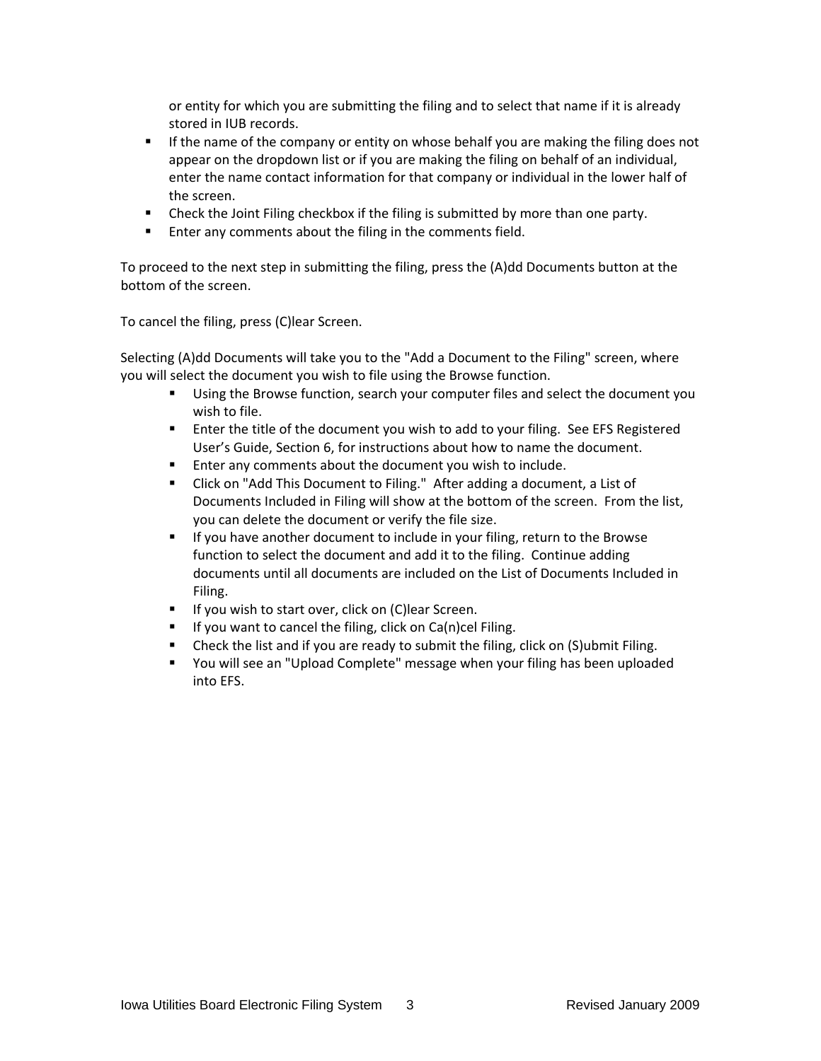or entity for which you are submitting the filing and to select that name if it is already stored in IUB records.

- If the name of the company or entity on whose behalf you are making the filing does not appear on the dropdown list or if you are making the filing on behalf of an individual, enter the name contact information for that company or individual in the lower half of the screen.
- Check the Joint Filing checkbox if the filing is submitted by more than one party.
- Enter any comments about the filing in the comments field.

To proceed to the next step in submitting the filing, press the (A)dd Documents button at the bottom of the screen.

To cancel the filing, press (C)lear Screen.

Selecting (A)dd Documents will take you to the "Add a Document to the Filing" screen, where you will select the document you wish to file using the Browse function.

- Using the Browse function, search your computer files and select the document you wish to file.
- Enter the title of the document you wish to add to your filing. See EFS Registered User's Guide, Section 6, for instructions about how to name the document.
- Enter any comments about the document you wish to include.
- Click on "Add This Document to Filing." After adding a document, a List of Documents Included in Filing will show at the bottom of the screen. From the list, you can delete the document or verify the file size.
- If you have another document to include in your filing, return to the Browse function to select the document and add it to the filing. Continue adding documents until all documents are included on the List of Documents Included in Filing.
- If you wish to start over, click on (C)lear Screen.
- If you want to cancel the filing, click on Ca(n)cel Filing.
- Check the list and if you are ready to submit the filing, click on (S)ubmit Filing.
- You will see an "Upload Complete" message when your filing has been uploaded into EFS.